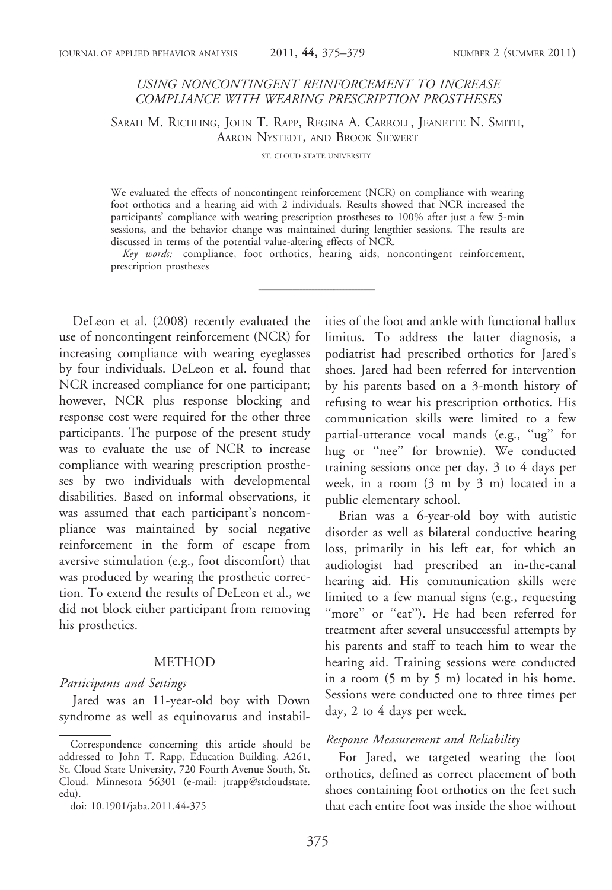# USING NONCONTINGENT REINFORCEMENT TO INCREASE COMPLIANCE WITH WEARING PRESCRIPTION PROSTHESES

SARAH M. RICHLING, JOHN T. RAPP, REGINA A. CARROLL, JEANETTE N. SMITH, AARON NYSTEDT, AND BROOK SIEWERT

ST. CLOUD STATE UNIVERSITY

We evaluated the effects of noncontingent reinforcement (NCR) on compliance with wearing foot orthotics and a hearing aid with 2 individuals. Results showed that NCR increased the participants' compliance with wearing prescription prostheses to 100% after just a few 5-min sessions, and the behavior change was maintained during lengthier sessions. The results are discussed in terms of the potential value-altering effects of NCR.

*Key words:* compliance, foot orthotics, hearing aids, noncontingent reinforcement, prescription prostheses

---

DeLeon et al. (2008) recently evaluated the use of noncontingent reinforcement (NCR) for increasing compliance with wearing eyeglasses by four individuals. DeLeon et al. found that NCR increased compliance for one participant; however, NCR plus response blocking and response cost were required for the other three participants. The purpose of the present study was to evaluate the use of NCR to increase compliance with wearing prescription prostheses by two individuals with developmental disabilities. Based on informal observations, it was assumed that each participant's noncompliance was maintained by social negative reinforcement in the form of escape from aversive stimulation (e.g., foot discomfort) that was produced by wearing the prosthetic correction. To extend the results of DeLeon et al., we did not block either participant from removing his prosthetics.

## METHOD

### *Participants and Settings*

Jared was an 11-year-old boy with Down syndrome as well as equinovarus and instabilities of the foot and ankle with functional hallux limitus. To address the latter diagnosis, a podiatrist had prescribed orthotics for Jared's shoes. Jared had been referred for intervention by his parents based on a 3-month history of refusing to wear his prescription orthotics. His communication skills were limited to a few partial-utterance vocal mands (e.g., "ug" for hug or "nee" for brownie). We conducted training sessions once per day, 3 to 4 days per week, in a room (3 m by 3 m) located in a public elementary school.

Brian was a 6-year-old boy with autistic disorder as well as bilateral conductive hearing loss, primarily in his left ear, for which an audiologist had prescribed an in-the-canal hearing aid. His communication skills were limited to a few manual signs (e.g., requesting "more" or "eat"). He had been referred for treatment after several unsuccessful attempts by his parents and staff to teach him to wear the hearing aid. Training sessions were conducted in a room (5 m by 5 m) located in his home. Sessions were conducted one to three times per day, 2 to 4 days per week.

### *Response Measurement and Reliability*

For Jared, we targeted wearing the foot orthotics, defined as correct placement of both shoes containing foot orthotics on the feet such that each entire foot was inside the shoe without

---

Correspondence concerning this article should be addressed to John T. Rapp, Education Building, A261, St. Cloud State University, 720 Fourth Avenue South, St. Cloud, Minnesota 56301 (e-mail: jtrapp@stcloudstate.edu).

doi: 10.1901/jaba.2011.44-375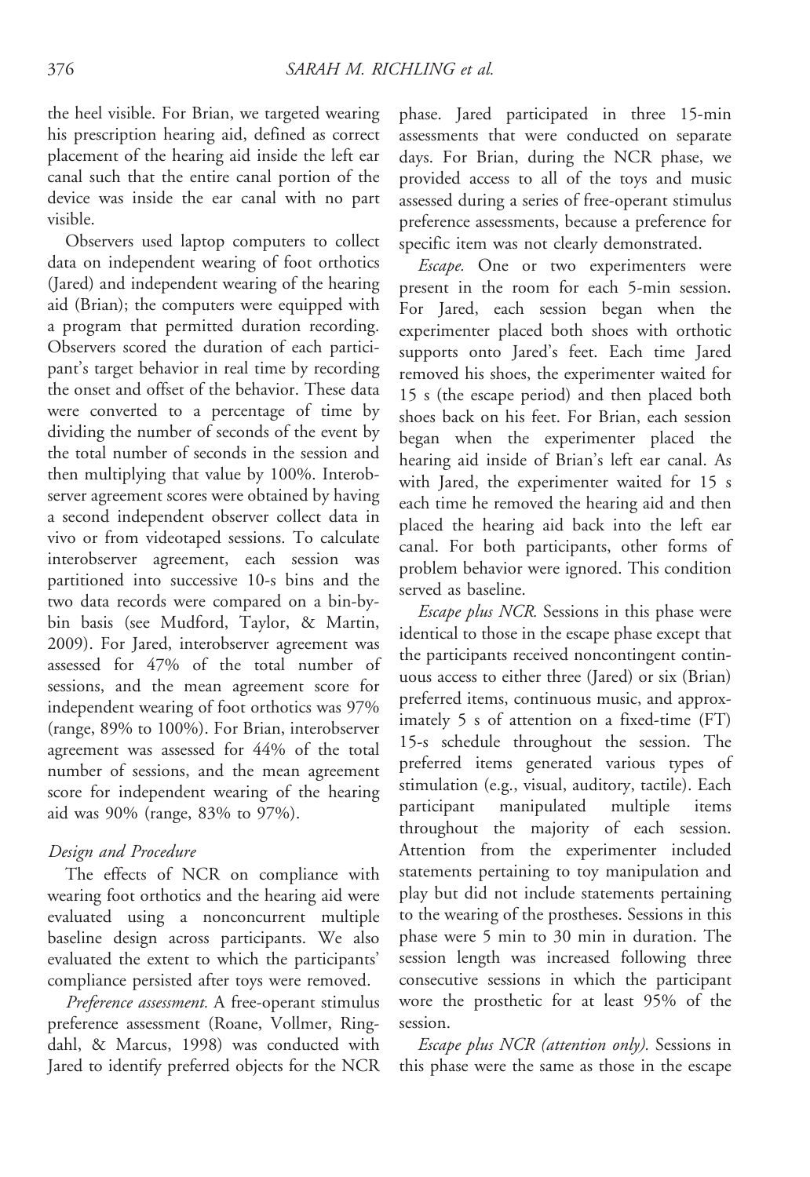the heel visible. For Brian, we targeted wearing his prescription hearing aid, defined as correct placement of the hearing aid inside the left ear canal such that the entire canal portion of the device was inside the ear canal with no part visible.

Observers used laptop computers to collect data on independent wearing of foot orthotics (Jared) and independent wearing of the hearing aid (Brian); the computers were equipped with a program that permitted duration recording. Observers scored the duration of each participant's target behavior in real time by recording the onset and offset of the behavior. These data were converted to a percentage of time by dividing the number of seconds of the event by the total number of seconds in the session and then multiplying that value by 100%. Interobserver agreement scores were obtained by having a second independent observer collect data in vivo or from videotaped sessions. To calculate interobserver agreement, each session was partitioned into successive 10-s bins and the two data records were compared on a bin-by-bin basis (see Mudford, Taylor, & Martin, 2009). For Jared, interobserver agreement was assessed for 47% of the total number of sessions, and the mean agreement score for independent wearing of foot orthotics was 97% (range, 89% to 100%). For Brian, interobserver agreement was assessed for 44% of the total number of sessions, and the mean agreement score for independent wearing of the hearing aid was 90% (range, 83% to 97%).

### *Design and Procedure*

The effects of NCR on compliance with wearing foot orthotics and the hearing aid were evaluated using a nonconcurrent multiple baseline design across participants. We also evaluated the extent to which the participants' compliance persisted after toys were removed.

*Preference assessment.* A free-operant stimulus preference assessment (Roane, Vollmer, Ringdahl, & Marcus, 1998) was conducted with Jared to identify preferred objects for the NCR phase. Jared participated in three 15-min assessments that were conducted on separate days. For Brian, during the NCR phase, we provided access to all of the toys and music assessed during a series of free-operant stimulus preference assessments, because a preference for specific item was not clearly demonstrated.

*Escape.* One or two experimenters were present in the room for each 5-min session. For Jared, each session began when the experimenter placed both shoes with orthotic supports onto Jared's feet. Each time Jared removed his shoes, the experimenter waited for 15 s (the escape period) and then placed both shoes back on his feet. For Brian, each session began when the experimenter placed the hearing aid inside of Brian's left ear canal. As with Jared, the experimenter waited for 15 s each time he removed the hearing aid and then placed the hearing aid back into the left ear canal. For both participants, other forms of problem behavior were ignored. This condition served as baseline.

*Escape plus NCR.* Sessions in this phase were identical to those in the escape phase except that the participants received noncontingent continuous access to either three (Jared) or six (Brian) preferred items, continuous music, and approximately 5 s of attention on a fixed-time (FT) 15-s schedule throughout the session. The preferred items generated various types of stimulation (e.g., visual, auditory, tactile). Each participant manipulated multiple items throughout the majority of each session. Attention from the experimenter included statements pertaining to toy manipulation and play but did not include statements pertaining to the wearing of the prostheses. Sessions in this phase were 5 min to 30 min in duration. The session length was increased following three consecutive sessions in which the participant wore the prosthetic for at least 95% of the session.

*Escape plus NCR (attention only).* Sessions in this phase were the same as those in the escape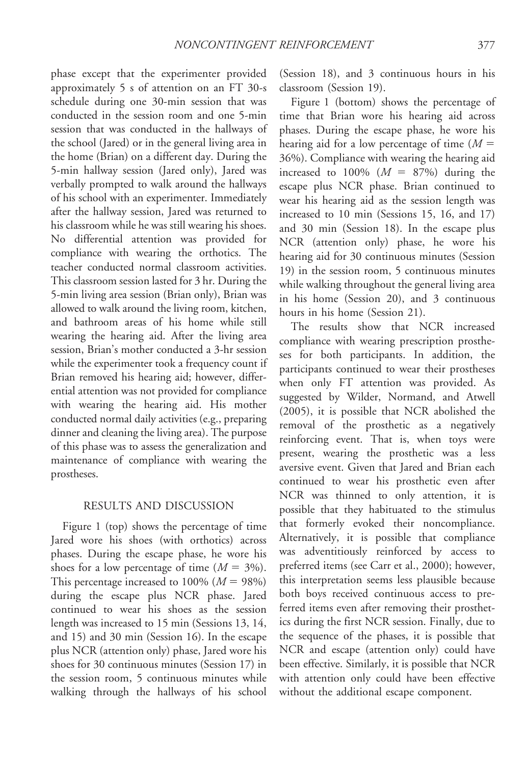phase except that the experimenter provided approximately 5 s of attention on an FT 30-s schedule during one 30-min session that was conducted in the session room and one 5-min session that was conducted in the hallways of the school (Jared) or in the general living area in the home (Brian) on a different day. During the 5-min hallway session (Jared only), Jared was verbally prompted to walk around the hallways of his school with an experimenter. Immediately after the hallway session, Jared was returned to his classroom while he was still wearing his shoes. No differential attention was provided for compliance with wearing the orthotics. The teacher conducted normal classroom activities. This classroom session lasted for 3 hr. During the 5-min living area session (Brian only), Brian was allowed to walk around the living room, kitchen, and bathroom areas of his home while still wearing the hearing aid. After the living area session, Brian's mother conducted a 3-hr session while the experimenter took a frequency count if Brian removed his hearing aid; however, differential attention was not provided for compliance with wearing the hearing aid. His mother conducted normal daily activities (e.g., preparing dinner and cleaning the living area). The purpose of this phase was to assess the generalization and maintenance of compliance with wearing the prostheses.

## RESULTS AND DISCUSSION

Figure 1 (top) shows the percentage of time Jared wore his shoes (with orthotics) across phases. During the escape phase, he wore his shoes for a low percentage of time ($M = 3\%$). This percentage increased to 100% ($M = 98\%$) during the escape plus NCR phase. Jared continued to wear his shoes as the session length was increased to 15 min (Sessions 13, 14, and 15) and 30 min (Session 16). In the escape plus NCR (attention only) phase, Jared wore his shoes for 30 continuous minutes (Session 17) in the session room, 5 continuous minutes while walking through the hallways of his school (Session 18), and 3 continuous hours in his classroom (Session 19).

Figure 1 (bottom) shows the percentage of time that Brian wore his hearing aid across phases. During the escape phase, he wore his hearing aid for a low percentage of time ($M = 36\%$). Compliance with wearing the hearing aid increased to 100% ($M = 87\%$) during the escape plus NCR phase. Brian continued to wear his hearing aid as the session length was increased to 10 min (Sessions 15, 16, and 17) and 30 min (Session 18). In the escape plus NCR (attention only) phase, he wore his hearing aid for 30 continuous minutes (Session 19) in the session room, 5 continuous minutes while walking throughout the general living area in his home (Session 20), and 3 continuous hours in his home (Session 21).

The results show that NCR increased compliance with wearing prescription prostheses for both participants. In addition, the participants continued to wear their prostheses when only FT attention was provided. As suggested by Wilder, Normand, and Atwell (2005), it is possible that NCR abolished the removal of the prosthetic as a negatively reinforcing event. That is, when toys were present, wearing the prosthetic was a less aversive event. Given that Jared and Brian each continued to wear his prosthetic even after NCR was thinned to only attention, it is possible that they habituated to the stimulus that formerly evoked their noncompliance. Alternatively, it is possible that compliance was adventitiously reinforced by access to preferred items (see Carr et al., 2000); however, this interpretation seems less plausible because both boys received continuous access to preferred items even after removing their prosthetics during the first NCR session. Finally, due to the sequence of the phases, it is possible that NCR and escape (attention only) could have been effective. Similarly, it is possible that NCR with attention only could have been effective without the additional escape component.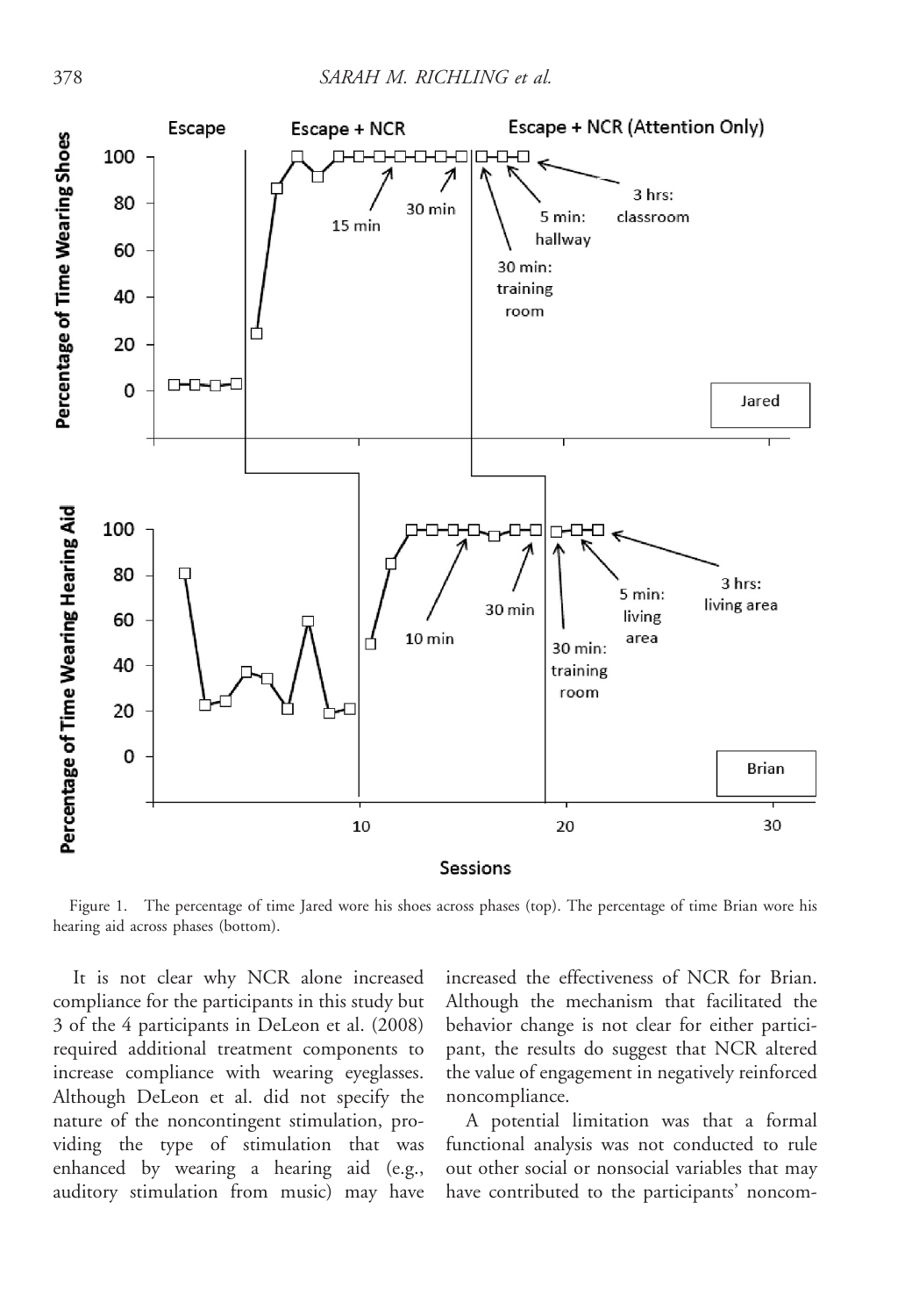Figure 1. The percentage of time Jared wore his shoes across phases (top). The percentage of time Brian wore his hearing aid across phases (bottom).

It is not clear why NCR alone increased compliance for the participants in this study but 3 of the 4 participants in DeLeon et al. (2008) required additional treatment components to increase compliance with wearing eyeglasses. Although DeLeon et al. did not specify the nature of the noncontingent stimulation, providing the type of stimulation that was enhanced by wearing a hearing aid (e.g., auditory stimulation from music) may have increased the effectiveness of NCR for Brian. Although the mechanism that facilitated the behavior change is not clear for either participant, the results do suggest that NCR altered the value of engagement in negatively reinforced noncompliance.

A potential limitation was that a formal functional analysis was not conducted to rule out other social or nonsocial variables that may have contributed to the participants' noncom-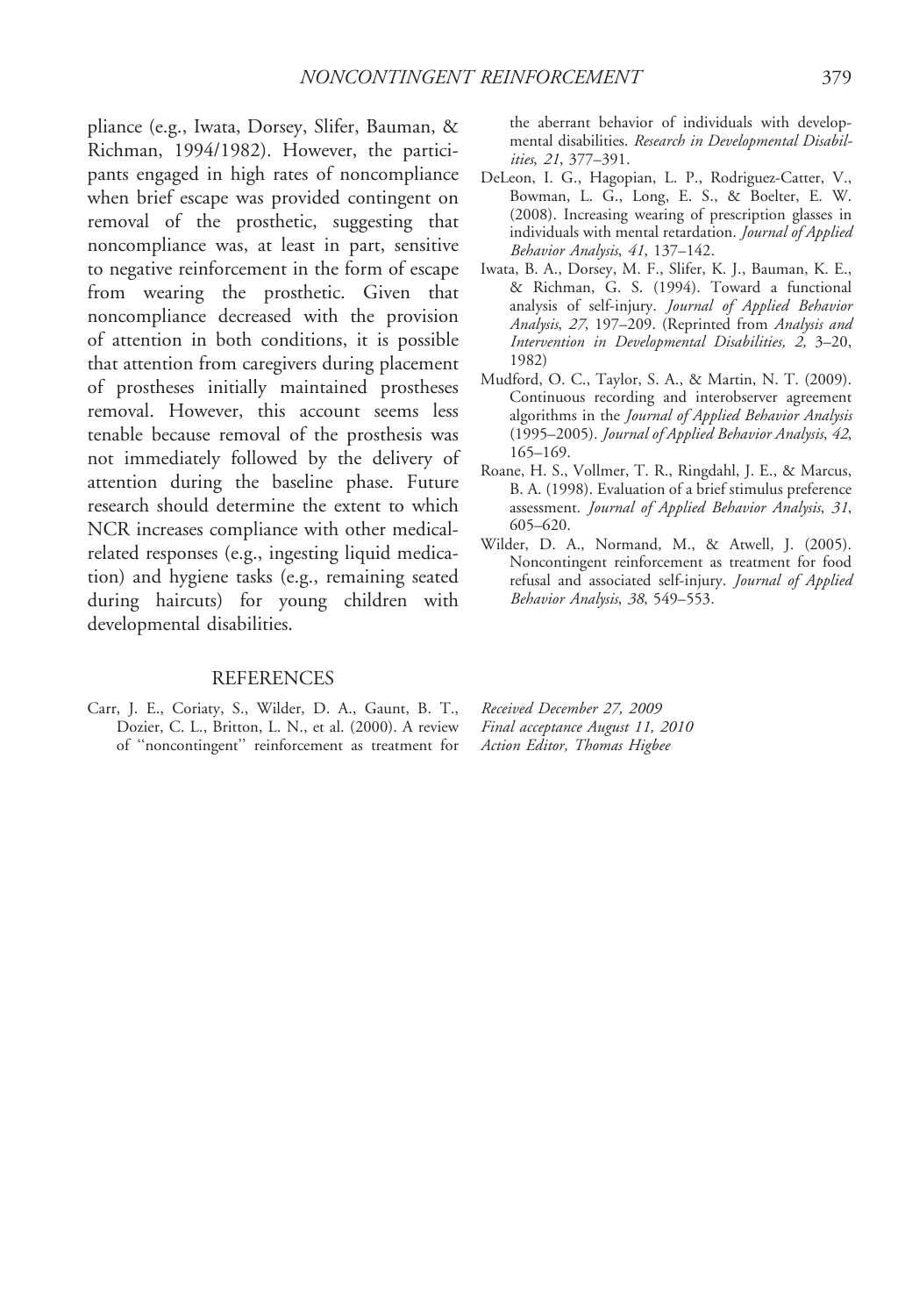pliance (e.g., Iwata, Dorsey, Slifer, Bauman, & Richman, 1994/1982). However, the participants engaged in high rates of noncompliance when brief escape was provided contingent on removal of the prosthetic, suggesting that noncompliance was, at least in part, sensitive to negative reinforcement in the form of escape from wearing the prosthetic. Given that noncompliance decreased with the provision of attention in both conditions, it is possible that attention from caregivers during placement of prostheses initially maintained prostheses removal. However, this account seems less tenable because removal of the prosthesis was not immediately followed by the delivery of attention during the baseline phase. Future research should determine the extent to which NCR increases compliance with other medical-related responses (e.g., ingesting liquid medication) and hygiene tasks (e.g., remaining seated during haircuts) for young children with developmental disabilities.

## REFERENCES

Carr, J. E., Coriaty, S., Wilder, D. A., Gaunt, B. T., Dozier, C. L., Britton, L. N., et al. (2000). A review of "noncontingent" reinforcement as treatment for the aberrant behavior of individuals with developmental disabilities. *Research in Developmental Disabilities*, *21*, 377–391.

DeLeon, I. G., Hagopian, L. P., Rodriguez-Catter, V., Bowman, L. G., Long, E. S., & Boelter, E. W. (2008). Increasing wearing of prescription glasses in individuals with mental retardation. *Journal of Applied Behavior Analysis*, *41*, 137–142.

Iwata, B. A., Dorsey, M. F., Slifer, K. J., Bauman, K. E., & Richman, G. S. (1994). Toward a functional analysis of self-injury. *Journal of Applied Behavior Analysis*, *27*, 197–209. (Reprinted from *Analysis and Intervention in Developmental Disabilities, 2,* 3–20, 1982)

Mudford, O. C., Taylor, S. A., & Martin, N. T. (2009). Continuous recording and interobserver agreement algorithms in the *Journal of Applied Behavior Analysis* (1995–2005). *Journal of Applied Behavior Analysis*, *42*, 165–169.

Roane, H. S., Vollmer, T. R., Ringdahl, J. E., & Marcus, B. A. (1998). Evaluation of a brief stimulus preference assessment. *Journal of Applied Behavior Analysis*, *31*, 605–620.

Wilder, D. A., Normand, M., & Atwell, J. (2005). Noncontingent reinforcement as treatment for food refusal and associated self-injury. *Journal of Applied Behavior Analysis*, *38*, 549–553.

*Received December 27, 2009*
*Final acceptance August 11, 2010*
*Action Editor, Thomas Higbee*